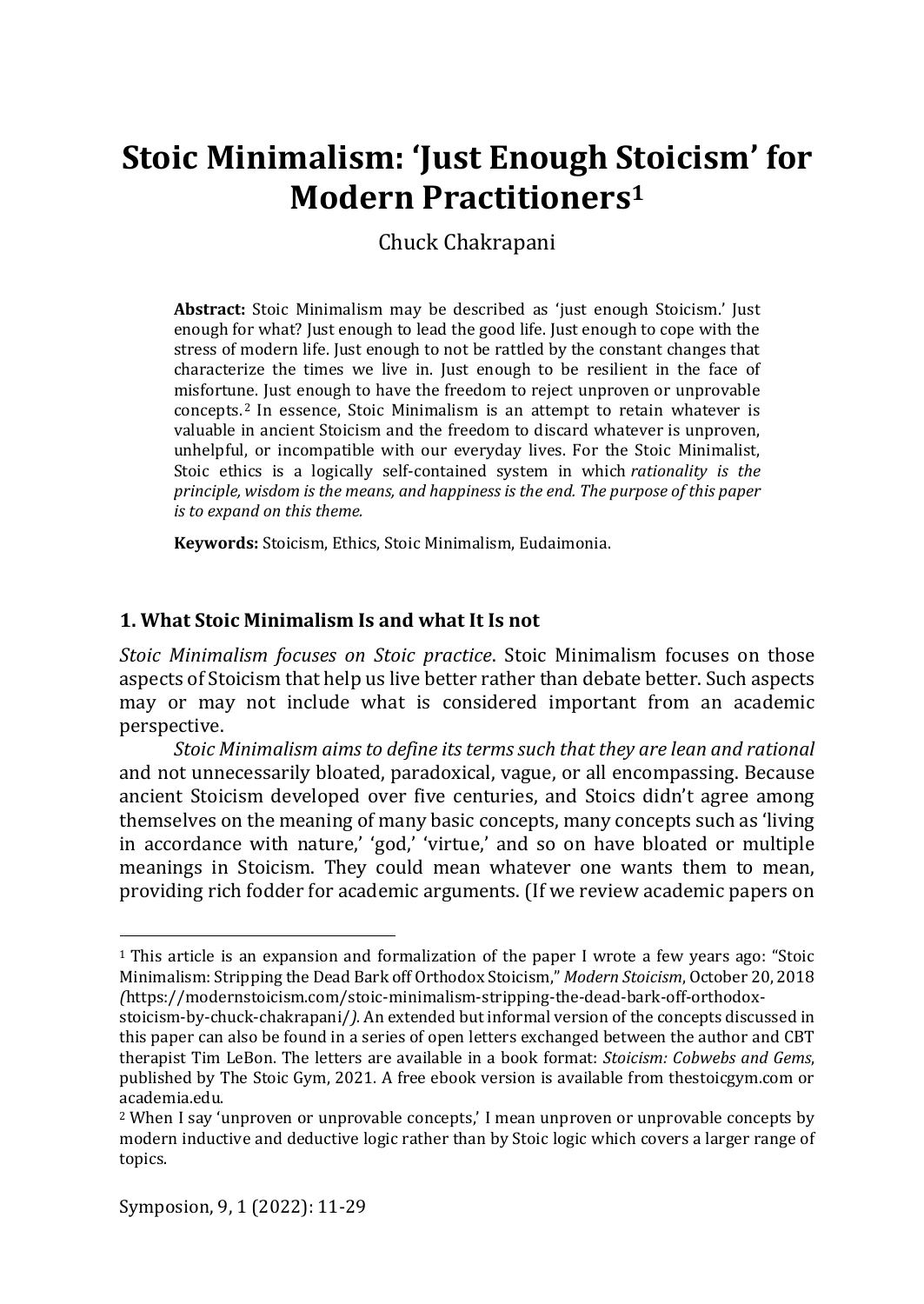# Stoic Minimalism: 'Just Enough Stoicism' for Modern Practitioners[1]

Chuck Chakrapani

**Abstract:** Stoic Minimalism may be described as 'just enough Stoicism.' Just enough for what? Just enough to lead the good life. Just enough to cope with the stress of modern life. Just enough to not be rattled by the constant changes that characterize the times we live in. Just enough to be resilient in the face of misfortune. Just enough to have the freedom to reject unproven or unprovable concepts.[2] In essence, Stoic Minimalism is an attempt to retain whatever is valuable in ancient Stoicism and the freedom to discard whatever is unproven, unhelpful, or incompatible with our everyday lives. For the Stoic Minimalist, Stoic ethics is a logically self-contained system in which *rationality is the principle, wisdom is the means, and happiness is the end. The purpose of this paper is to expand on this theme.*

**Keywords:** Stoicism, Ethics, Stoic Minimalism, Eudaimonia.

## 1. What Stoic Minimalism Is and what It Is not

*Stoic Minimalism focuses on Stoic practice*. Stoic Minimalism focuses on those aspects of Stoicism that help us live better rather than debate better. Such aspects may or may not include what is considered important from an academic perspective.

*Stoic Minimalism aims to define its terms such that they are lean and rational* and not unnecessarily bloated, paradoxical, vague, or all encompassing. Because ancient Stoicism developed over five centuries, and Stoics didn't agree among themselves on the meaning of many basic concepts, many concepts such as 'living in accordance with nature,' 'god,' 'virtue,' and so on have bloated or multiple meanings in Stoicism. They could mean whatever one wants them to mean, providing rich fodder for academic arguments. (If we review academic papers on

---

[1] This article is an expansion and formalization of the paper I wrote a few years ago: "Stoic Minimalism: Stripping the Dead Bark off Orthodox Stoicism," *Modern Stoicism*, October 20, 2018 *(*https://modernstoicism.com/stoic-minimalism-stripping-the-dead-bark-off-orthodox-stoicism-by-chuck-chakrapani/*)*. An extended but informal version of the concepts discussed in this paper can also be found in a series of open letters exchanged between the author and CBT therapist Tim LeBon. The letters are available in a book format: *Stoicism: Cobwebs and Gems*, published by The Stoic Gym, 2021. A free ebook version is available from thestoicgym.com or academia.edu.

[2] When I say 'unproven or unprovable concepts,' I mean unproven or unprovable concepts by modern inductive and deductive logic rather than by Stoic logic which covers a larger range of topics.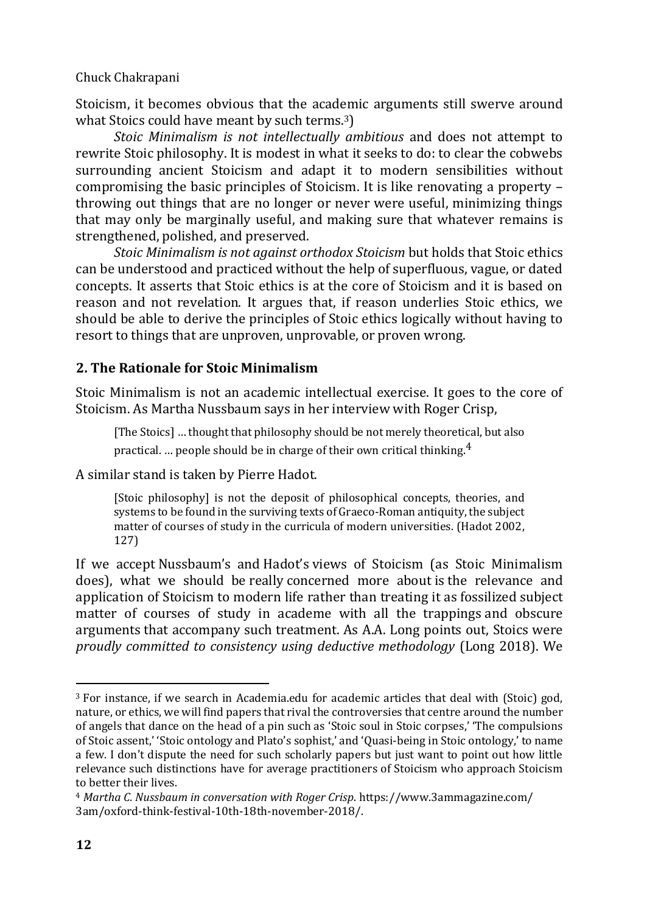Stoicism, it becomes obvious that the academic arguments still swerve around what Stoics could have meant by such terms.[3])

*Stoic Minimalism is not intellectually ambitious* and does not attempt to rewrite Stoic philosophy. It is modest in what it seeks to do: to clear the cobwebs surrounding ancient Stoicism and adapt it to modern sensibilities without compromising the basic principles of Stoicism. It is like renovating a property – throwing out things that are no longer or never were useful, minimizing things that may only be marginally useful, and making sure that whatever remains is strengthened, polished, and preserved.

*Stoic Minimalism is not against orthodox Stoicism* but holds that Stoic ethics can be understood and practiced without the help of superfluous, vague, or dated concepts. It asserts that Stoic ethics is at the core of Stoicism and it is based on reason and not revelation. It argues that, if reason underlies Stoic ethics, we should be able to derive the principles of Stoic ethics logically without having to resort to things that are unproven, unprovable, or proven wrong.

## 2. The Rationale for Stoic Minimalism

Stoic Minimalism is not an academic intellectual exercise. It goes to the core of Stoicism. As Martha Nussbaum says in her interview with Roger Crisp,

> [The Stoics] … thought that philosophy should be not merely theoretical, but also practical. … people should be in charge of their own critical thinking.[4]

A similar stand is taken by Pierre Hadot.

> [Stoic philosophy] is not the deposit of philosophical concepts, theories, and systems to be found in the surviving texts of Graeco-Roman antiquity, the subject matter of courses of study in the curricula of modern universities. (Hadot 2002, 127)

If we accept Nussbaum's and Hadot's views of Stoicism (as Stoic Minimalism does), what we should be really concerned more about is the relevance and application of Stoicism to modern life rather than treating it as fossilized subject matter of courses of study in academe with all the trappings and obscure arguments that accompany such treatment. As A.A. Long points out, Stoics were *proudly committed to consistency using deductive methodology* (Long 2018). We

---

[3] For instance, if we search in Academia.edu for academic articles that deal with (Stoic) god, nature, or ethics, we will find papers that rival the controversies that centre around the number of angels that dance on the head of a pin such as 'Stoic soul in Stoic corpses,' 'The compulsions of Stoic assent,' 'Stoic ontology and Plato's sophist,' and 'Quasi-being in Stoic ontology,' to name a few. I don't dispute the need for such scholarly papers but just want to point out how little relevance such distinctions have for average practitioners of Stoicism who approach Stoicism to better their lives.

[4] *Martha C. Nussbaum in conversation with Roger Crisp*. https://www.3ammagazine.com/3am/oxford-think-festival-10th-18th-november-2018/.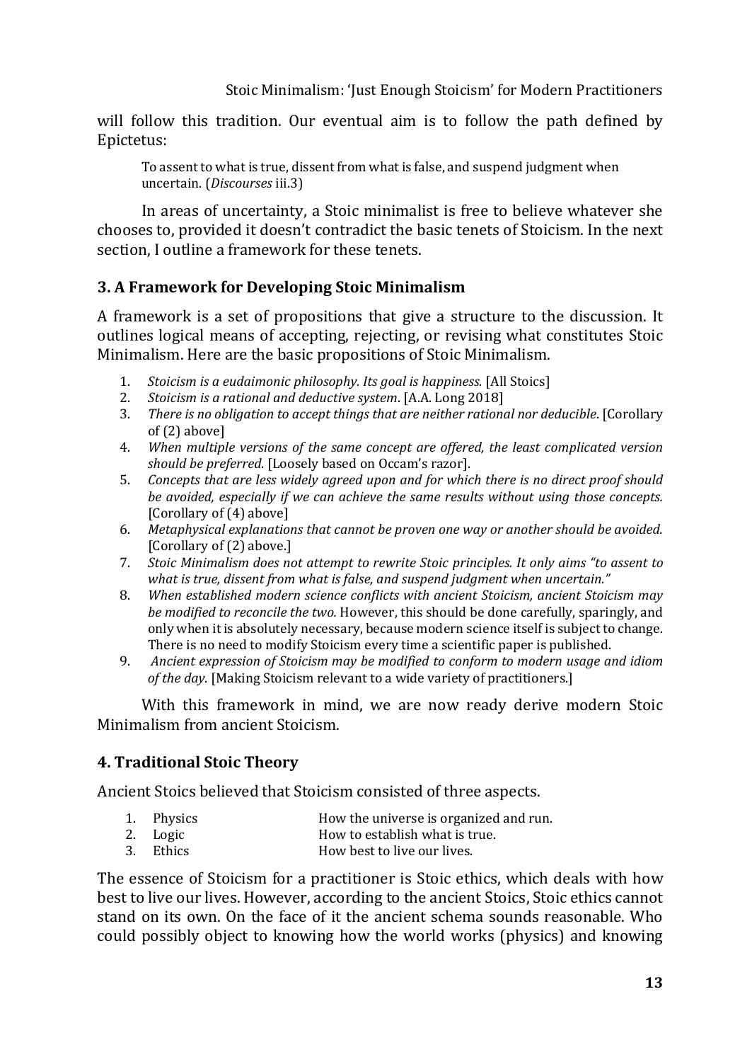will follow this tradition. Our eventual aim is to follow the path defined by Epictetus:

> To assent to what is true, dissent from what is false, and suspend judgment when uncertain. (*Discourses* iii.3)

In areas of uncertainty, a Stoic minimalist is free to believe whatever she chooses to, provided it doesn't contradict the basic tenets of Stoicism. In the next section, I outline a framework for these tenets.

## 3. A Framework for Developing Stoic Minimalism

A framework is a set of propositions that give a structure to the discussion. It outlines logical means of accepting, rejecting, or revising what constitutes Stoic Minimalism. Here are the basic propositions of Stoic Minimalism.

1. *Stoicism is a eudaimonic philosophy. Its goal is happiness.* [All Stoics]
2. *Stoicism is a rational and deductive system*. [A.A. Long 2018]
3. *There is no obligation to accept things that are neither rational nor deducible*. [Corollary of (2) above]
4. *When multiple versions of the same concept are offered, the least complicated version should be preferred*. [Loosely based on Occam's razor].
5. *Concepts that are less widely agreed upon and for which there is no direct proof should be avoided, especially if we can achieve the same results without using those concepts.* [Corollary of (4) above]
6. *Metaphysical explanations that cannot be proven one way or another should be avoided.* [Corollary of (2) above.]
7. *Stoic Minimalism does not attempt to rewrite Stoic principles. It only aims "to assent to what is true, dissent from what is false, and suspend judgment when uncertain."*
8. *When established modern science conflicts with ancient Stoicism, ancient Stoicism may be modified to reconcile the two.* However, this should be done carefully, sparingly, and only when it is absolutely necessary, because modern science itself is subject to change. There is no need to modify Stoicism every time a scientific paper is published.
9. *Ancient expression of Stoicism may be modified to conform to modern usage and idiom of the day*. [Making Stoicism relevant to a wide variety of practitioners.]

With this framework in mind, we are now ready derive modern Stoic Minimalism from ancient Stoicism.

## 4. Traditional Stoic Theory

Ancient Stoics believed that Stoicism consisted of three aspects.

1. Physics — How the universe is organized and run.
2. Logic — How to establish what is true.
3. Ethics — How best to live our lives.

The essence of Stoicism for a practitioner is Stoic ethics, which deals with how best to live our lives. However, according to the ancient Stoics, Stoic ethics cannot stand on its own. On the face of it the ancient schema sounds reasonable. Who could possibly object to knowing how the world works (physics) and knowing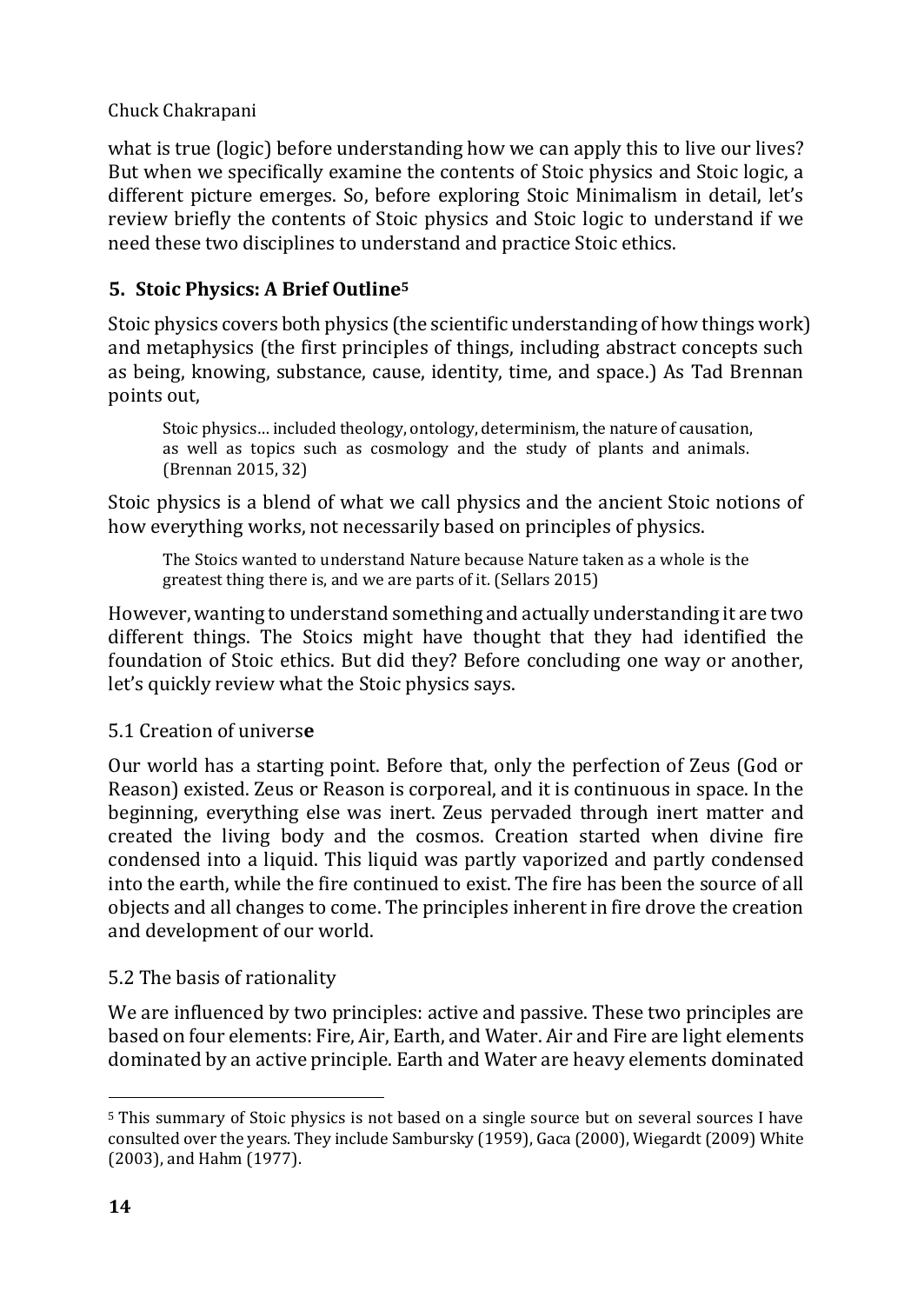what is true (logic) before understanding how we can apply this to live our lives? But when we specifically examine the contents of Stoic physics and Stoic logic, a different picture emerges. So, before exploring Stoic Minimalism in detail, let's review briefly the contents of Stoic physics and Stoic logic to understand if we need these two disciplines to understand and practice Stoic ethics.

## 5. Stoic Physics: A Brief Outline[5]

Stoic physics covers both physics (the scientific understanding of how things work) and metaphysics (the first principles of things, including abstract concepts such as being, knowing, substance, cause, identity, time, and space.) As Tad Brennan points out,

> Stoic physics… included theology, ontology, determinism, the nature of causation, as well as topics such as cosmology and the study of plants and animals. (Brennan 2015, 32)

Stoic physics is a blend of what we call physics and the ancient Stoic notions of how everything works, not necessarily based on principles of physics.

> The Stoics wanted to understand Nature because Nature taken as a whole is the greatest thing there is, and we are parts of it. (Sellars 2015)

However, wanting to understand something and actually understanding it are two different things. The Stoics might have thought that they had identified the foundation of Stoic ethics. But did they? Before concluding one way or another, let's quickly review what the Stoic physics says.

### 5.1 Creation of universe

Our world has a starting point. Before that, only the perfection of Zeus (God or Reason) existed. Zeus or Reason is corporeal, and it is continuous in space. In the beginning, everything else was inert. Zeus pervaded through inert matter and created the living body and the cosmos. Creation started when divine fire condensed into a liquid. This liquid was partly vaporized and partly condensed into the earth, while the fire continued to exist. The fire has been the source of all objects and all changes to come. The principles inherent in fire drove the creation and development of our world.

### 5.2 The basis of rationality

We are influenced by two principles: active and passive. These two principles are based on four elements: Fire, Air, Earth, and Water. Air and Fire are light elements dominated by an active principle. Earth and Water are heavy elements dominated

---

[5] This summary of Stoic physics is not based on a single source but on several sources I have consulted over the years. They include Sambursky (1959), Gaca (2000), Wiegardt (2009) White (2003), and Hahm (1977).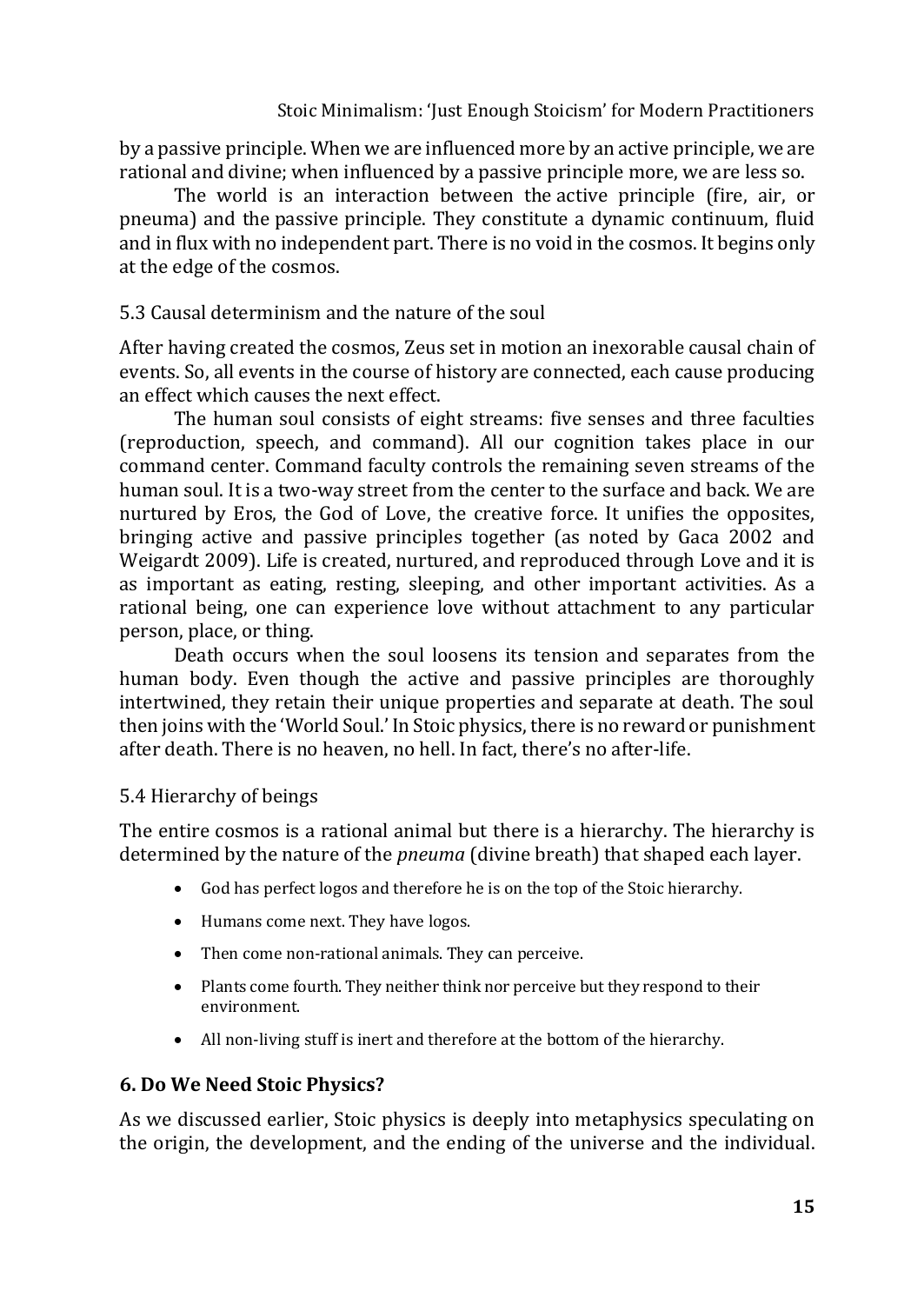by a passive principle. When we are influenced more by an active principle, we are rational and divine; when influenced by a passive principle more, we are less so.

The world is an interaction between the active principle (fire, air, or pneuma) and the passive principle. They constitute a dynamic continuum, fluid and in flux with no independent part. There is no void in the cosmos. It begins only at the edge of the cosmos.

### 5.3 Causal determinism and the nature of the soul

After having created the cosmos, Zeus set in motion an inexorable causal chain of events. So, all events in the course of history are connected, each cause producing an effect which causes the next effect.

The human soul consists of eight streams: five senses and three faculties (reproduction, speech, and command). All our cognition takes place in our command center. Command faculty controls the remaining seven streams of the human soul. It is a two-way street from the center to the surface and back. We are nurtured by Eros, the God of Love, the creative force. It unifies the opposites, bringing active and passive principles together (as noted by Gaca 2002 and Weigardt 2009). Life is created, nurtured, and reproduced through Love and it is as important as eating, resting, sleeping, and other important activities. As a rational being, one can experience love without attachment to any particular person, place, or thing.

Death occurs when the soul loosens its tension and separates from the human body. Even though the active and passive principles are thoroughly intertwined, they retain their unique properties and separate at death. The soul then joins with the 'World Soul.' In Stoic physics, there is no reward or punishment after death. There is no heaven, no hell. In fact, there's no after-life.

### 5.4 Hierarchy of beings

The entire cosmos is a rational animal but there is a hierarchy. The hierarchy is determined by the nature of the *pneuma* (divine breath) that shaped each layer.

- God has perfect logos and therefore he is on the top of the Stoic hierarchy.
- Humans come next. They have logos.
- Then come non-rational animals. They can perceive.
- Plants come fourth. They neither think nor perceive but they respond to their environment.
- All non-living stuff is inert and therefore at the bottom of the hierarchy.

## 6. Do We Need Stoic Physics?

As we discussed earlier, Stoic physics is deeply into metaphysics speculating on the origin, the development, and the ending of the universe and the individual.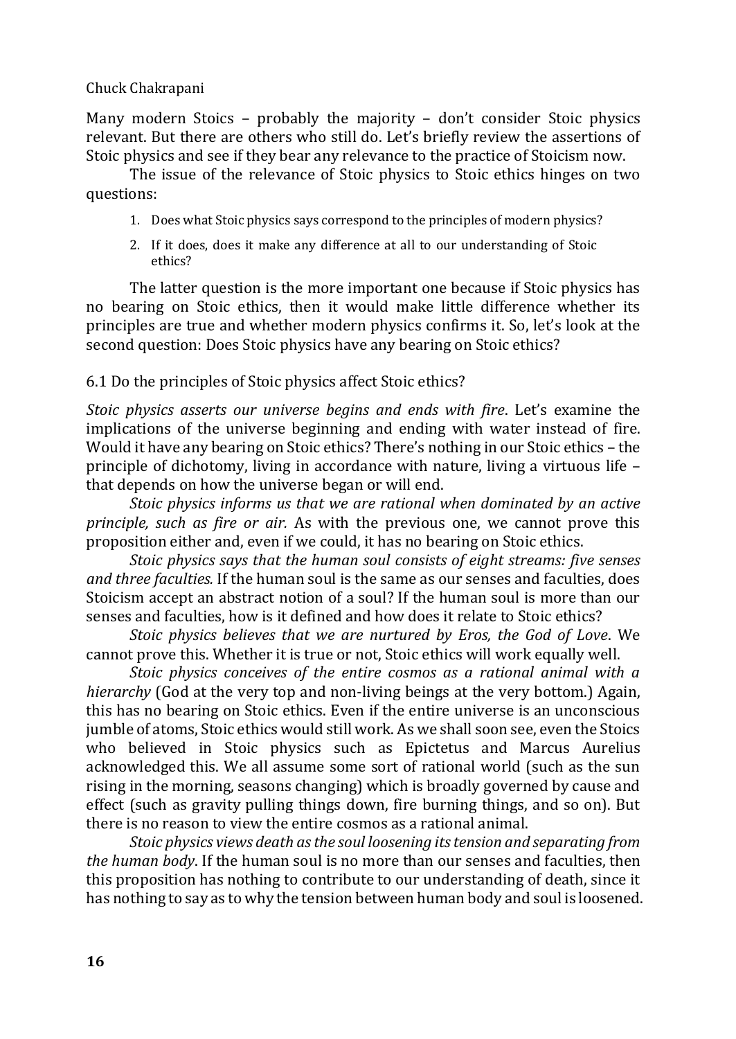Many modern Stoics – probably the majority – don't consider Stoic physics relevant. But there are others who still do. Let's briefly review the assertions of Stoic physics and see if they bear any relevance to the practice of Stoicism now.

The issue of the relevance of Stoic physics to Stoic ethics hinges on two questions:

1. Does what Stoic physics says correspond to the principles of modern physics?
2. If it does, does it make any difference at all to our understanding of Stoic ethics?

The latter question is the more important one because if Stoic physics has no bearing on Stoic ethics, then it would make little difference whether its principles are true and whether modern physics confirms it. So, let's look at the second question: Does Stoic physics have any bearing on Stoic ethics?

### 6.1 Do the principles of Stoic physics affect Stoic ethics?

*Stoic physics asserts our universe begins and ends with fire*. Let's examine the implications of the universe beginning and ending with water instead of fire. Would it have any bearing on Stoic ethics? There's nothing in our Stoic ethics – the principle of dichotomy, living in accordance with nature, living a virtuous life – that depends on how the universe began or will end.

*Stoic physics informs us that we are rational when dominated by an active principle, such as fire or air.* As with the previous one, we cannot prove this proposition either and, even if we could, it has no bearing on Stoic ethics.

*Stoic physics says that the human soul consists of eight streams: five senses and three faculties.* If the human soul is the same as our senses and faculties, does Stoicism accept an abstract notion of a soul? If the human soul is more than our senses and faculties, how is it defined and how does it relate to Stoic ethics?

*Stoic physics believes that we are nurtured by Eros, the God of Love*. We cannot prove this. Whether it is true or not, Stoic ethics will work equally well.

*Stoic physics conceives of the entire cosmos as a rational animal with a hierarchy* (God at the very top and non-living beings at the very bottom.) Again, this has no bearing on Stoic ethics. Even if the entire universe is an unconscious jumble of atoms, Stoic ethics would still work. As we shall soon see, even the Stoics who believed in Stoic physics such as Epictetus and Marcus Aurelius acknowledged this. We all assume some sort of rational world (such as the sun rising in the morning, seasons changing) which is broadly governed by cause and effect (such as gravity pulling things down, fire burning things, and so on). But there is no reason to view the entire cosmos as a rational animal.

*Stoic physics views death as the soul loosening its tension and separating from the human body*. If the human soul is no more than our senses and faculties, then this proposition has nothing to contribute to our understanding of death, since it has nothing to say as to why the tension between human body and soul is loosened.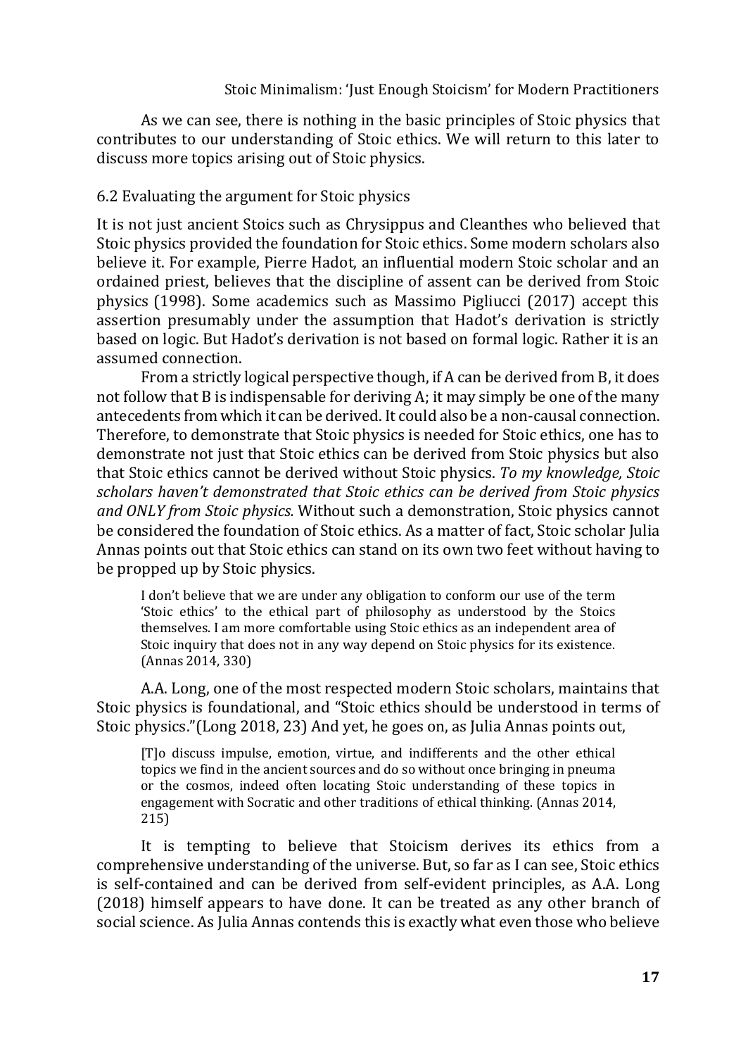As we can see, there is nothing in the basic principles of Stoic physics that contributes to our understanding of Stoic ethics. We will return to this later to discuss more topics arising out of Stoic physics.

## 6.2 Evaluating the argument for Stoic physics

It is not just ancient Stoics such as Chrysippus and Cleanthes who believed that Stoic physics provided the foundation for Stoic ethics. Some modern scholars also believe it. For example, Pierre Hadot, an influential modern Stoic scholar and an ordained priest, believes that the discipline of assent can be derived from Stoic physics (1998). Some academics such as Massimo Pigliucci (2017) accept this assertion presumably under the assumption that Hadot's derivation is strictly based on logic. But Hadot's derivation is not based on formal logic. Rather it is an assumed connection.

From a strictly logical perspective though, if A can be derived from B, it does not follow that B is indispensable for deriving A; it may simply be one of the many antecedents from which it can be derived. It could also be a non-causal connection. Therefore, to demonstrate that Stoic physics is needed for Stoic ethics, one has to demonstrate not just that Stoic ethics can be derived from Stoic physics but also that Stoic ethics cannot be derived without Stoic physics. *To my knowledge, Stoic scholars haven't demonstrated that Stoic ethics can be derived from Stoic physics and ONLY from Stoic physics.* Without such a demonstration, Stoic physics cannot be considered the foundation of Stoic ethics. As a matter of fact, Stoic scholar Julia Annas points out that Stoic ethics can stand on its own two feet without having to be propped up by Stoic physics.

> I don't believe that we are under any obligation to conform our use of the term 'Stoic ethics' to the ethical part of philosophy as understood by the Stoics themselves. I am more comfortable using Stoic ethics as an independent area of Stoic inquiry that does not in any way depend on Stoic physics for its existence. (Annas 2014, 330)

A.A. Long, one of the most respected modern Stoic scholars, maintains that Stoic physics is foundational, and "Stoic ethics should be understood in terms of Stoic physics."(Long 2018, 23) And yet, he goes on, as Julia Annas points out,

> [T]o discuss impulse, emotion, virtue, and indifferents and the other ethical topics we find in the ancient sources and do so without once bringing in pneuma or the cosmos, indeed often locating Stoic understanding of these topics in engagement with Socratic and other traditions of ethical thinking. (Annas 2014, 215)

It is tempting to believe that Stoicism derives its ethics from a comprehensive understanding of the universe. But, so far as I can see, Stoic ethics is self-contained and can be derived from self-evident principles, as A.A. Long (2018) himself appears to have done. It can be treated as any other branch of social science. As Julia Annas contends this is exactly what even those who believe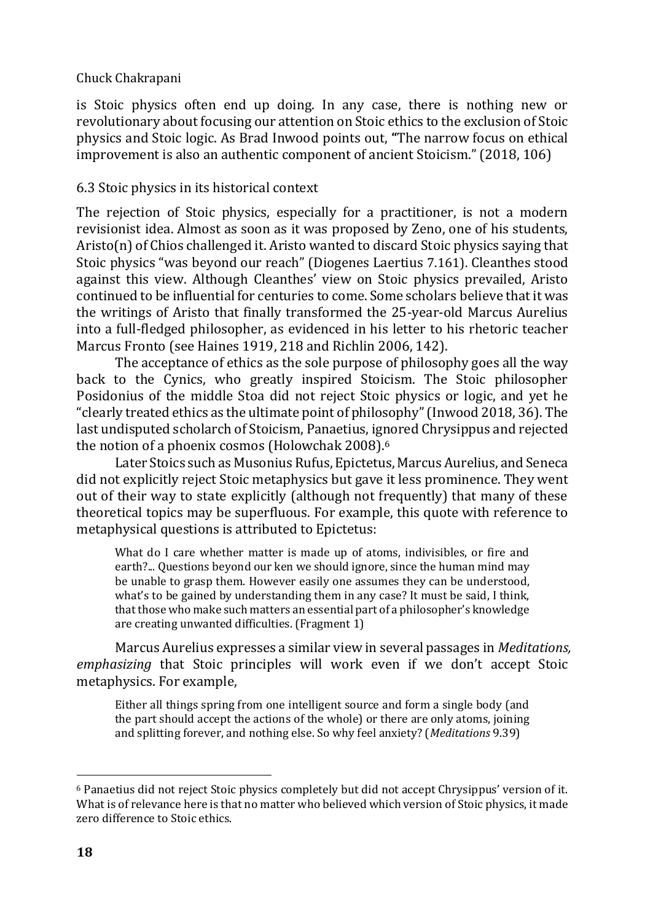is Stoic physics often end up doing. In any case, there is nothing new or revolutionary about focusing our attention on Stoic ethics to the exclusion of Stoic physics and Stoic logic. As Brad Inwood points out, **"**The narrow focus on ethical improvement is also an authentic component of ancient Stoicism." (2018, 106)

### 6.3 Stoic physics in its historical context

The rejection of Stoic physics, especially for a practitioner, is not a modern revisionist idea. Almost as soon as it was proposed by Zeno, one of his students, Aristo(n) of Chios challenged it. Aristo wanted to discard Stoic physics saying that Stoic physics "was beyond our reach" (Diogenes Laertius 7.161). Cleanthes stood against this view. Although Cleanthes' view on Stoic physics prevailed, Aristo continued to be influential for centuries to come. Some scholars believe that it was the writings of Aristo that finally transformed the 25-year-old Marcus Aurelius into a full-fledged philosopher, as evidenced in his letter to his rhetoric teacher Marcus Fronto (see Haines 1919, 218 and Richlin 2006, 142).

The acceptance of ethics as the sole purpose of philosophy goes all the way back to the Cynics, who greatly inspired Stoicism. The Stoic philosopher Posidonius of the middle Stoa did not reject Stoic physics or logic, and yet he "clearly treated ethics as the ultimate point of philosophy" (Inwood 2018, 36). The last undisputed scholarch of Stoicism, Panaetius, ignored Chrysippus and rejected the notion of a phoenix cosmos (Holowchak 2008).[6]

Later Stoics such as Musonius Rufus, Epictetus, Marcus Aurelius, and Seneca did not explicitly reject Stoic metaphysics but gave it less prominence. They went out of their way to state explicitly (although not frequently) that many of these theoretical topics may be superfluous. For example, this quote with reference to metaphysical questions is attributed to Epictetus:

> What do I care whether matter is made up of atoms, indivisibles, or fire and earth?... Questions beyond our ken we should ignore, since the human mind may be unable to grasp them. However easily one assumes they can be understood, what's to be gained by understanding them in any case? It must be said, I think, that those who make such matters an essential part of a philosopher's knowledge are creating unwanted difficulties. (Fragment 1)

Marcus Aurelius expresses a similar view in several passages in *Meditations, emphasizing* that Stoic principles will work even if we don't accept Stoic metaphysics. For example,

> Either all things spring from one intelligent source and form a single body (and the part should accept the actions of the whole) or there are only atoms, joining and splitting forever, and nothing else. So why feel anxiety? (*Meditations* 9.39)

---

[6] Panaetius did not reject Stoic physics completely but did not accept Chrysippus' version of it. What is of relevance here is that no matter who believed which version of Stoic physics, it made zero difference to Stoic ethics.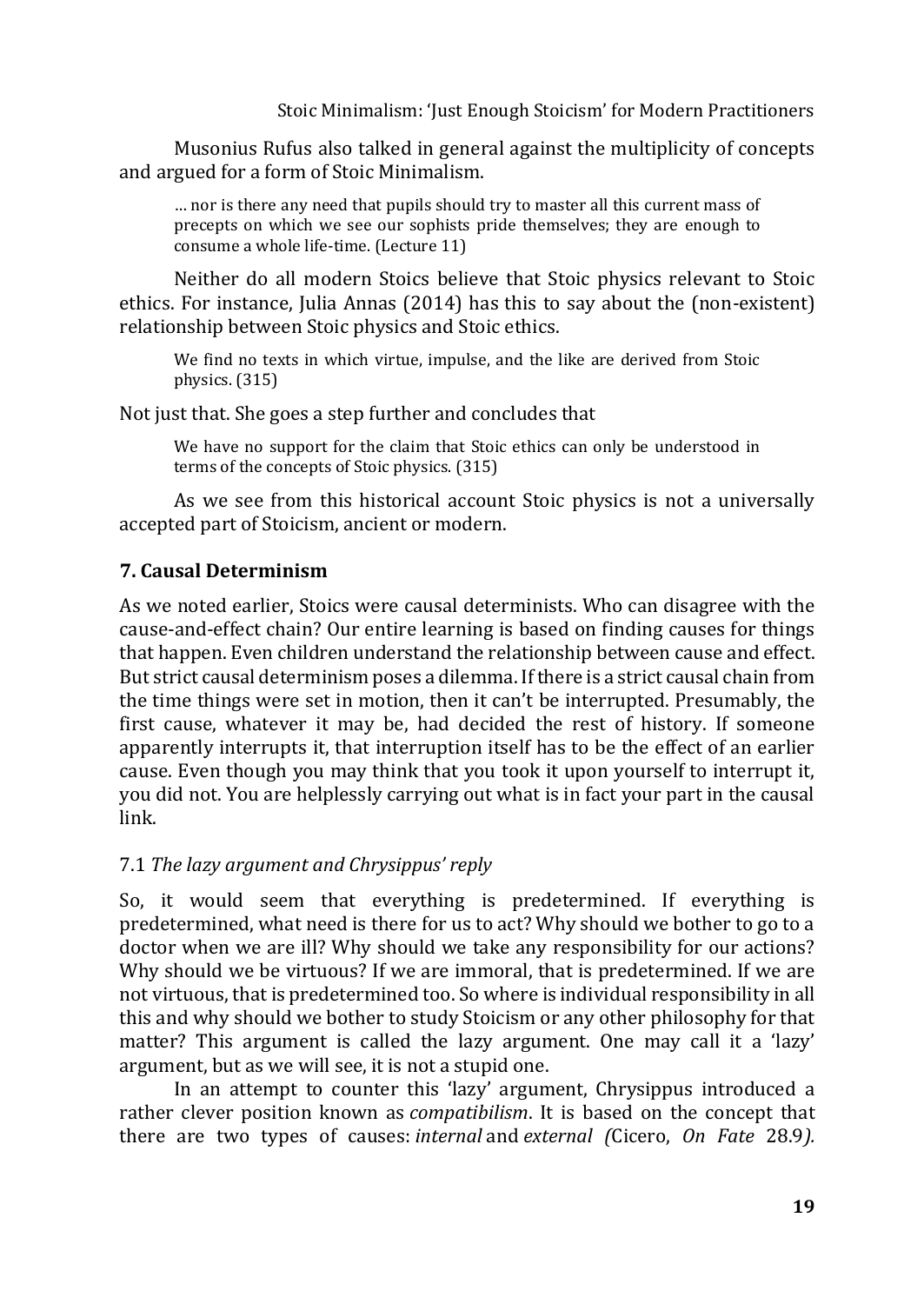Musonius Rufus also talked in general against the multiplicity of concepts and argued for a form of Stoic Minimalism.

> … nor is there any need that pupils should try to master all this current mass of precepts on which we see our sophists pride themselves; they are enough to consume a whole life-time. (Lecture 11)

Neither do all modern Stoics believe that Stoic physics relevant to Stoic ethics. For instance, Julia Annas (2014) has this to say about the (non-existent) relationship between Stoic physics and Stoic ethics.

> We find no texts in which virtue, impulse, and the like are derived from Stoic physics. (315)

Not just that. She goes a step further and concludes that

> We have no support for the claim that Stoic ethics can only be understood in terms of the concepts of Stoic physics. (315)

As we see from this historical account Stoic physics is not a universally accepted part of Stoicism, ancient or modern.

## 7. Causal Determinism

As we noted earlier, Stoics were causal determinists. Who can disagree with the cause-and-effect chain? Our entire learning is based on finding causes for things that happen. Even children understand the relationship between cause and effect. But strict causal determinism poses a dilemma. If there is a strict causal chain from the time things were set in motion, then it can't be interrupted. Presumably, the first cause, whatever it may be, had decided the rest of history. If someone apparently interrupts it, that interruption itself has to be the effect of an earlier cause. Even though you may think that you took it upon yourself to interrupt it, you did not. You are helplessly carrying out what is in fact your part in the causal link.

### 7.1 *The lazy argument and Chrysippus' reply*

So, it would seem that everything is predetermined. If everything is predetermined, what need is there for us to act? Why should we bother to go to a doctor when we are ill? Why should we take any responsibility for our actions? Why should we be virtuous? If we are immoral, that is predetermined. If we are not virtuous, that is predetermined too. So where is individual responsibility in all this and why should we bother to study Stoicism or any other philosophy for that matter? This argument is called the lazy argument. One may call it a 'lazy' argument, but as we will see, it is not a stupid one.

In an attempt to counter this 'lazy' argument, Chrysippus introduced a rather clever position known as *compatibilism*. It is based on the concept that there are two types of causes: *internal* and *external (*Cicero, *On Fate* 28.9*).*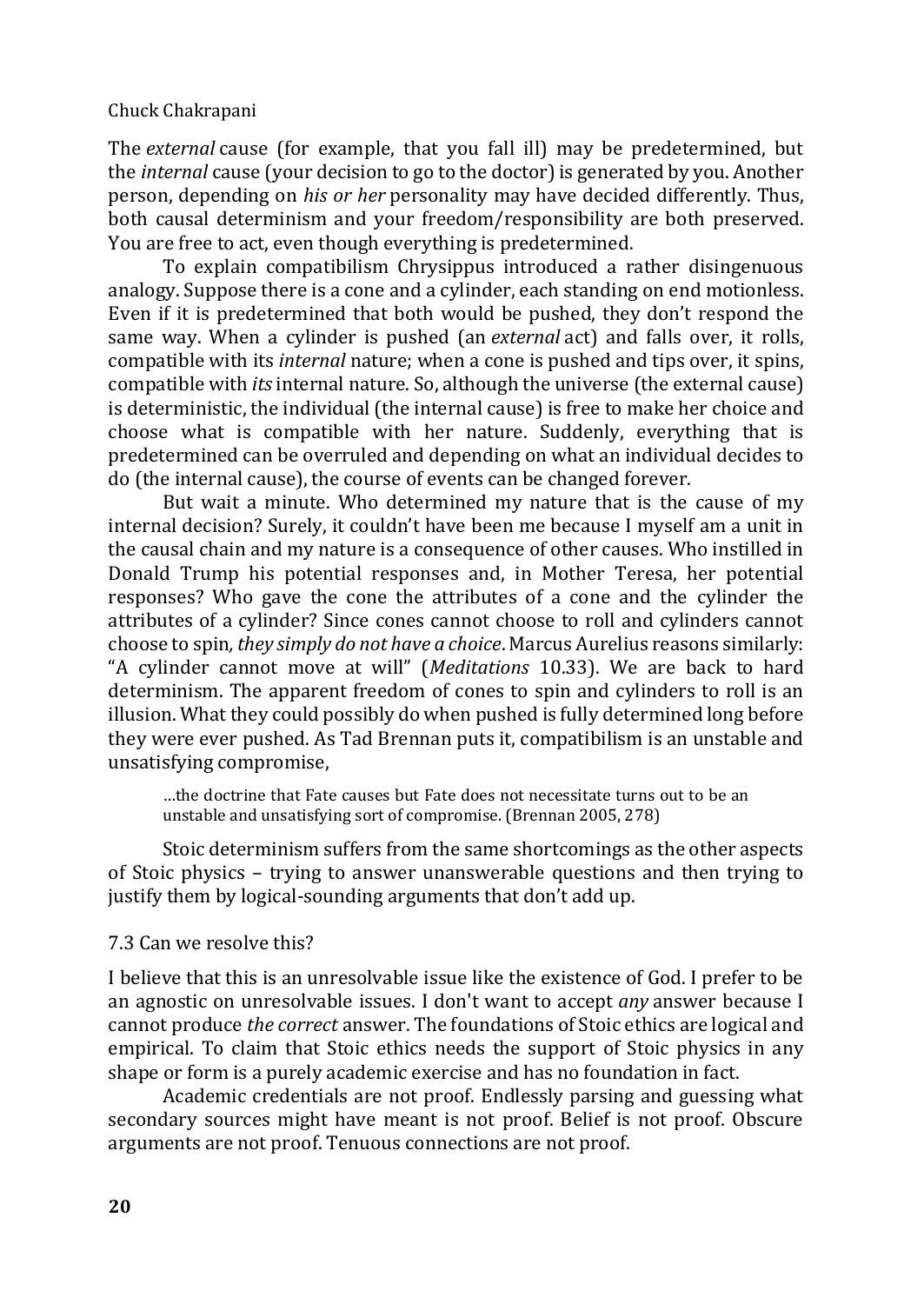The *external* cause (for example, that you fall ill) may be predetermined, but the *internal* cause (your decision to go to the doctor) is generated by you. Another person, depending on *his or her* personality may have decided differently. Thus, both causal determinism and your freedom/responsibility are both preserved. You are free to act, even though everything is predetermined.

To explain compatibilism Chrysippus introduced a rather disingenuous analogy. Suppose there is a cone and a cylinder, each standing on end motionless. Even if it is predetermined that both would be pushed, they don't respond the same way. When a cylinder is pushed (an *external* act) and falls over, it rolls, compatible with its *internal* nature; when a cone is pushed and tips over, it spins, compatible with *its* internal nature. So, although the universe (the external cause) is deterministic, the individual (the internal cause) is free to make her choice and choose what is compatible with her nature. Suddenly, everything that is predetermined can be overruled and depending on what an individual decides to do (the internal cause), the course of events can be changed forever.

But wait a minute. Who determined my nature that is the cause of my internal decision? Surely, it couldn't have been me because I myself am a unit in the causal chain and my nature is a consequence of other causes. Who instilled in Donald Trump his potential responses and, in Mother Teresa, her potential responses? Who gave the cone the attributes of a cone and the cylinder the attributes of a cylinder? Since cones cannot choose to roll and cylinders cannot choose to spin*, they simply do not have a choice*. Marcus Aurelius reasons similarly: "A cylinder cannot move at will" (*Meditations* 10.33). We are back to hard determinism. The apparent freedom of cones to spin and cylinders to roll is an illusion. What they could possibly do when pushed is fully determined long before they were ever pushed. As Tad Brennan puts it, compatibilism is an unstable and unsatisfying compromise,

> …the doctrine that Fate causes but Fate does not necessitate turns out to be an unstable and unsatisfying sort of compromise. (Brennan 2005, 278)

Stoic determinism suffers from the same shortcomings as the other aspects of Stoic physics – trying to answer unanswerable questions and then trying to justify them by logical-sounding arguments that don't add up.

## 7.3 Can we resolve this?

I believe that this is an unresolvable issue like the existence of God. I prefer to be an agnostic on unresolvable issues. I don't want to accept *any* answer because I cannot produce *the correct* answer. The foundations of Stoic ethics are logical and empirical. To claim that Stoic ethics needs the support of Stoic physics in any shape or form is a purely academic exercise and has no foundation in fact.

Academic credentials are not proof. Endlessly parsing and guessing what secondary sources might have meant is not proof. Belief is not proof. Obscure arguments are not proof. Tenuous connections are not proof.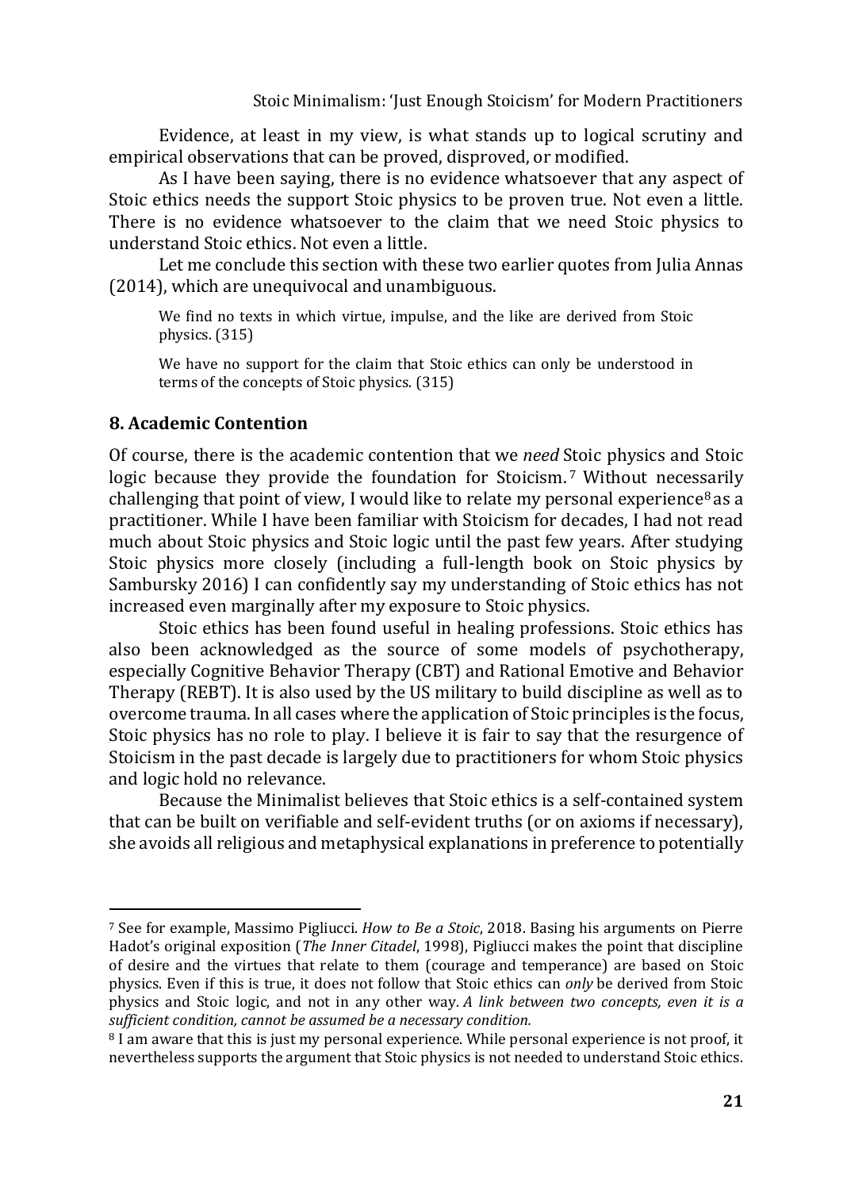Evidence, at least in my view, is what stands up to logical scrutiny and empirical observations that can be proved, disproved, or modified.

As I have been saying, there is no evidence whatsoever that any aspect of Stoic ethics needs the support Stoic physics to be proven true. Not even a little. There is no evidence whatsoever to the claim that we need Stoic physics to understand Stoic ethics. Not even a little.

Let me conclude this section with these two earlier quotes from Julia Annas (2014), which are unequivocal and unambiguous.

> We find no texts in which virtue, impulse, and the like are derived from Stoic physics. (315)
>
> We have no support for the claim that Stoic ethics can only be understood in terms of the concepts of Stoic physics. (315)

## 8. Academic Contention

Of course, there is the academic contention that we *need* Stoic physics and Stoic logic because they provide the foundation for Stoicism.[7] Without necessarily challenging that point of view, I would like to relate my personal experience[8] as a practitioner. While I have been familiar with Stoicism for decades, I had not read much about Stoic physics and Stoic logic until the past few years. After studying Stoic physics more closely (including a full-length book on Stoic physics by Sambursky 2016) I can confidently say my understanding of Stoic ethics has not increased even marginally after my exposure to Stoic physics.

Stoic ethics has been found useful in healing professions. Stoic ethics has also been acknowledged as the source of some models of psychotherapy, especially Cognitive Behavior Therapy (CBT) and Rational Emotive and Behavior Therapy (REBT). It is also used by the US military to build discipline as well as to overcome trauma. In all cases where the application of Stoic principles is the focus, Stoic physics has no role to play. I believe it is fair to say that the resurgence of Stoicism in the past decade is largely due to practitioners for whom Stoic physics and logic hold no relevance.

Because the Minimalist believes that Stoic ethics is a self-contained system that can be built on verifiable and self-evident truths (or on axioms if necessary), she avoids all religious and metaphysical explanations in preference to potentially

---

[7] See for example, Massimo Pigliucci. *How to Be a Stoic*, 2018. Basing his arguments on Pierre Hadot's original exposition (*The Inner Citadel*, 1998), Pigliucci makes the point that discipline of desire and the virtues that relate to them (courage and temperance) are based on Stoic physics. Even if this is true, it does not follow that Stoic ethics can *only* be derived from Stoic physics and Stoic logic, and not in any other way. *A link between two concepts, even it is a sufficient condition, cannot be assumed be a necessary condition.*

[8] I am aware that this is just my personal experience. While personal experience is not proof, it nevertheless supports the argument that Stoic physics is not needed to understand Stoic ethics.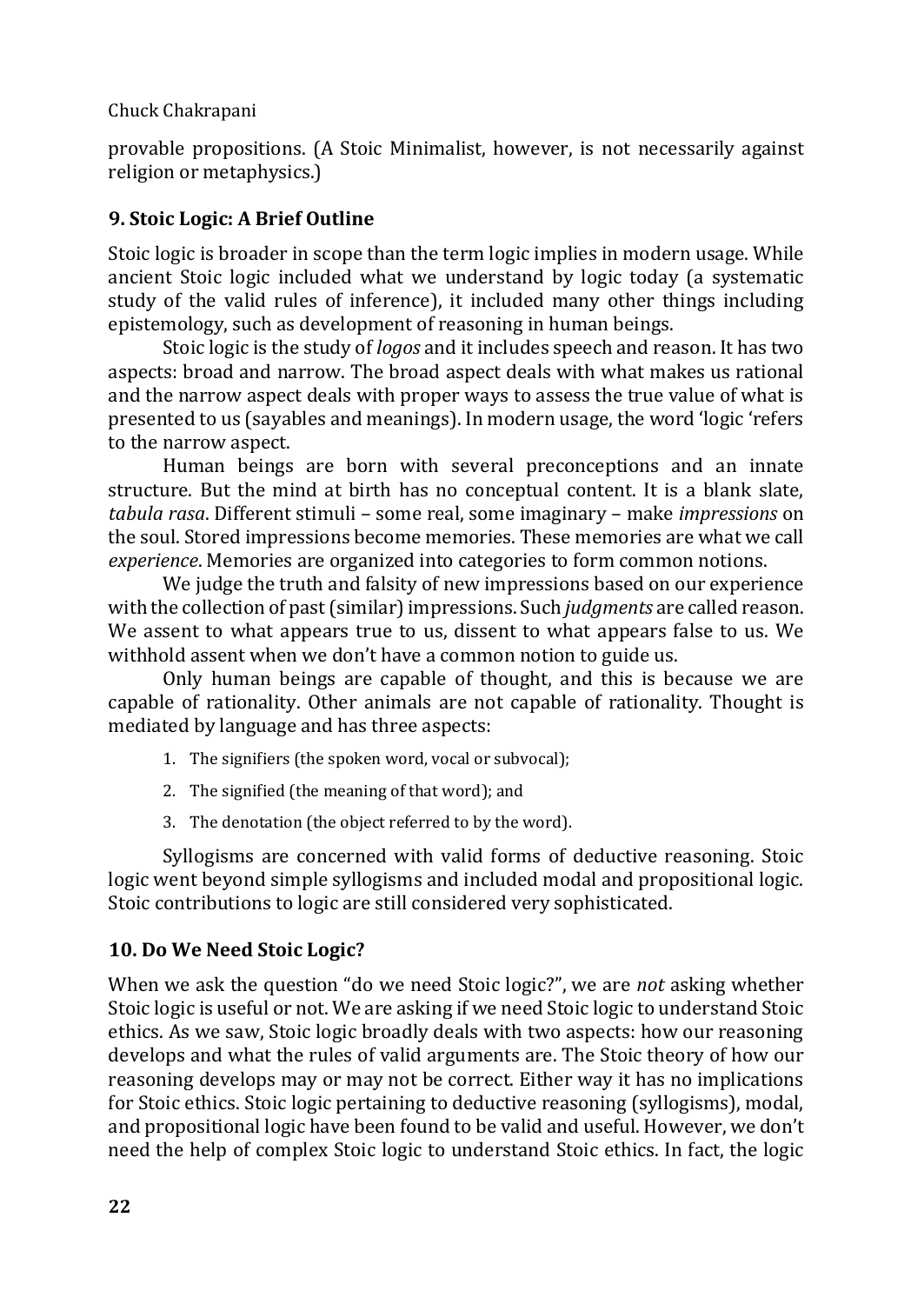provable propositions. (A Stoic Minimalist, however, is not necessarily against religion or metaphysics.)

## 9. Stoic Logic: A Brief Outline

Stoic logic is broader in scope than the term logic implies in modern usage. While ancient Stoic logic included what we understand by logic today (a systematic study of the valid rules of inference), it included many other things including epistemology, such as development of reasoning in human beings.

Stoic logic is the study of *logos* and it includes speech and reason. It has two aspects: broad and narrow. The broad aspect deals with what makes us rational and the narrow aspect deals with proper ways to assess the true value of what is presented to us (sayables and meanings). In modern usage, the word 'logic 'refers to the narrow aspect.

Human beings are born with several preconceptions and an innate structure. But the mind at birth has no conceptual content. It is a blank slate, *tabula rasa*. Different stimuli – some real, some imaginary – make *impressions* on the soul. Stored impressions become memories. These memories are what we call *experience*. Memories are organized into categories to form common notions.

We judge the truth and falsity of new impressions based on our experience with the collection of past (similar) impressions. Such *judgments* are called reason. We assent to what appears true to us, dissent to what appears false to us. We withhold assent when we don't have a common notion to guide us.

Only human beings are capable of thought, and this is because we are capable of rationality. Other animals are not capable of rationality. Thought is mediated by language and has three aspects:

1. The signifiers (the spoken word, vocal or subvocal);
2. The signified (the meaning of that word); and
3. The denotation (the object referred to by the word).

Syllogisms are concerned with valid forms of deductive reasoning. Stoic logic went beyond simple syllogisms and included modal and propositional logic. Stoic contributions to logic are still considered very sophisticated.

## 10. Do We Need Stoic Logic?

When we ask the question "do we need Stoic logic?", we are *not* asking whether Stoic logic is useful or not. We are asking if we need Stoic logic to understand Stoic ethics. As we saw, Stoic logic broadly deals with two aspects: how our reasoning develops and what the rules of valid arguments are. The Stoic theory of how our reasoning develops may or may not be correct. Either way it has no implications for Stoic ethics. Stoic logic pertaining to deductive reasoning (syllogisms), modal, and propositional logic have been found to be valid and useful. However, we don't need the help of complex Stoic logic to understand Stoic ethics. In fact, the logic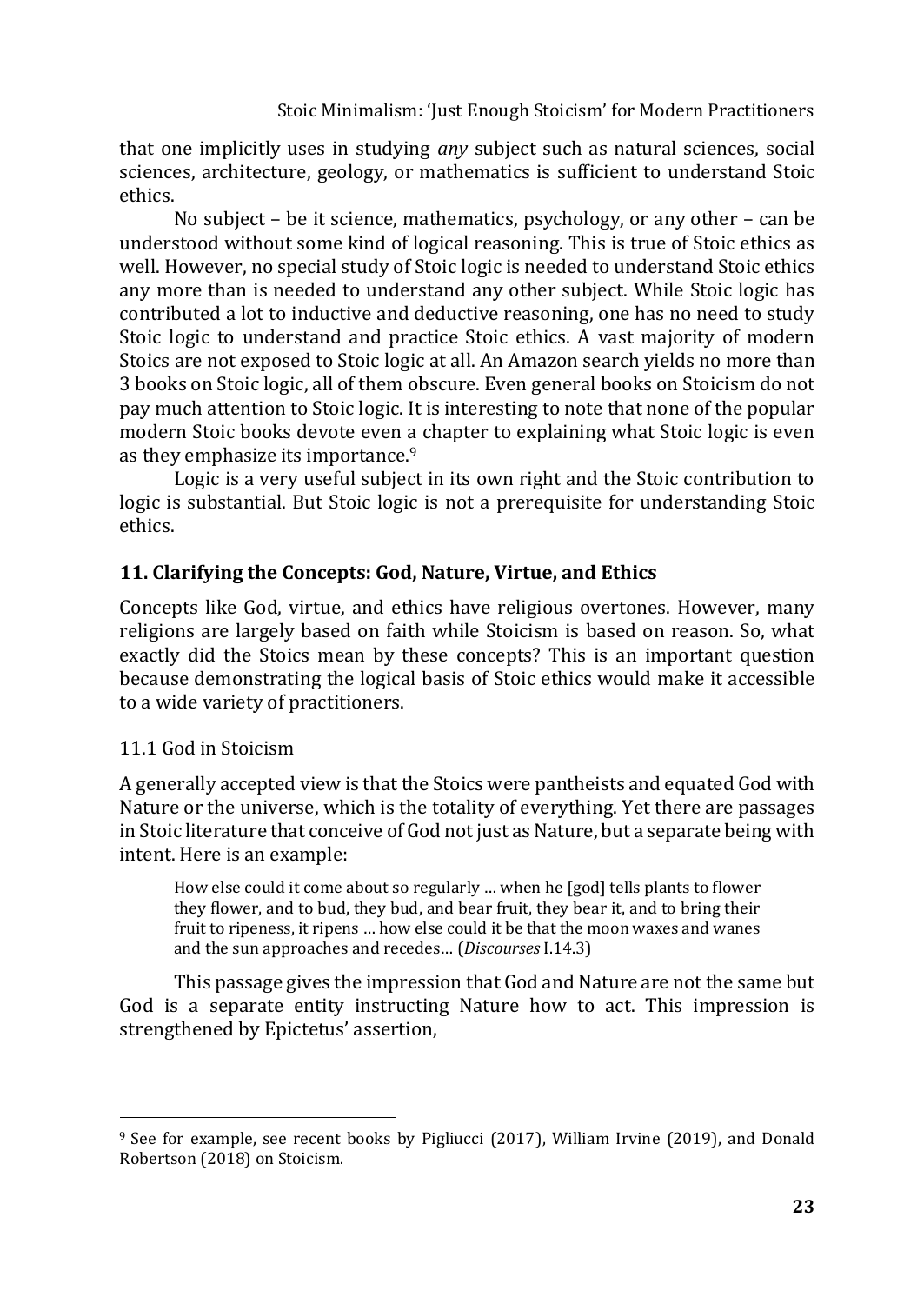that one implicitly uses in studying *any* subject such as natural sciences, social sciences, architecture, geology, or mathematics is sufficient to understand Stoic ethics.

No subject – be it science, mathematics, psychology, or any other – can be understood without some kind of logical reasoning. This is true of Stoic ethics as well. However, no special study of Stoic logic is needed to understand Stoic ethics any more than is needed to understand any other subject. While Stoic logic has contributed a lot to inductive and deductive reasoning, one has no need to study Stoic logic to understand and practice Stoic ethics. A vast majority of modern Stoics are not exposed to Stoic logic at all. An Amazon search yields no more than 3 books on Stoic logic, all of them obscure. Even general books on Stoicism do not pay much attention to Stoic logic. It is interesting to note that none of the popular modern Stoic books devote even a chapter to explaining what Stoic logic is even as they emphasize its importance.[9]

Logic is a very useful subject in its own right and the Stoic contribution to logic is substantial. But Stoic logic is not a prerequisite for understanding Stoic ethics.

## 11. Clarifying the Concepts: God, Nature, Virtue, and Ethics

Concepts like God, virtue, and ethics have religious overtones. However, many religions are largely based on faith while Stoicism is based on reason. So, what exactly did the Stoics mean by these concepts? This is an important question because demonstrating the logical basis of Stoic ethics would make it accessible to a wide variety of practitioners.

### 11.1 God in Stoicism

A generally accepted view is that the Stoics were pantheists and equated God with Nature or the universe, which is the totality of everything. Yet there are passages in Stoic literature that conceive of God not just as Nature, but a separate being with intent. Here is an example:

> How else could it come about so regularly … when he [god] tells plants to flower they flower, and to bud, they bud, and bear fruit, they bear it, and to bring their fruit to ripeness, it ripens … how else could it be that the moon waxes and wanes and the sun approaches and recedes… (*Discourses* I.14.3)

This passage gives the impression that God and Nature are not the same but God is a separate entity instructing Nature how to act. This impression is strengthened by Epictetus' assertion,

---

[9] See for example, see recent books by Pigliucci (2017), William Irvine (2019), and Donald Robertson (2018) on Stoicism.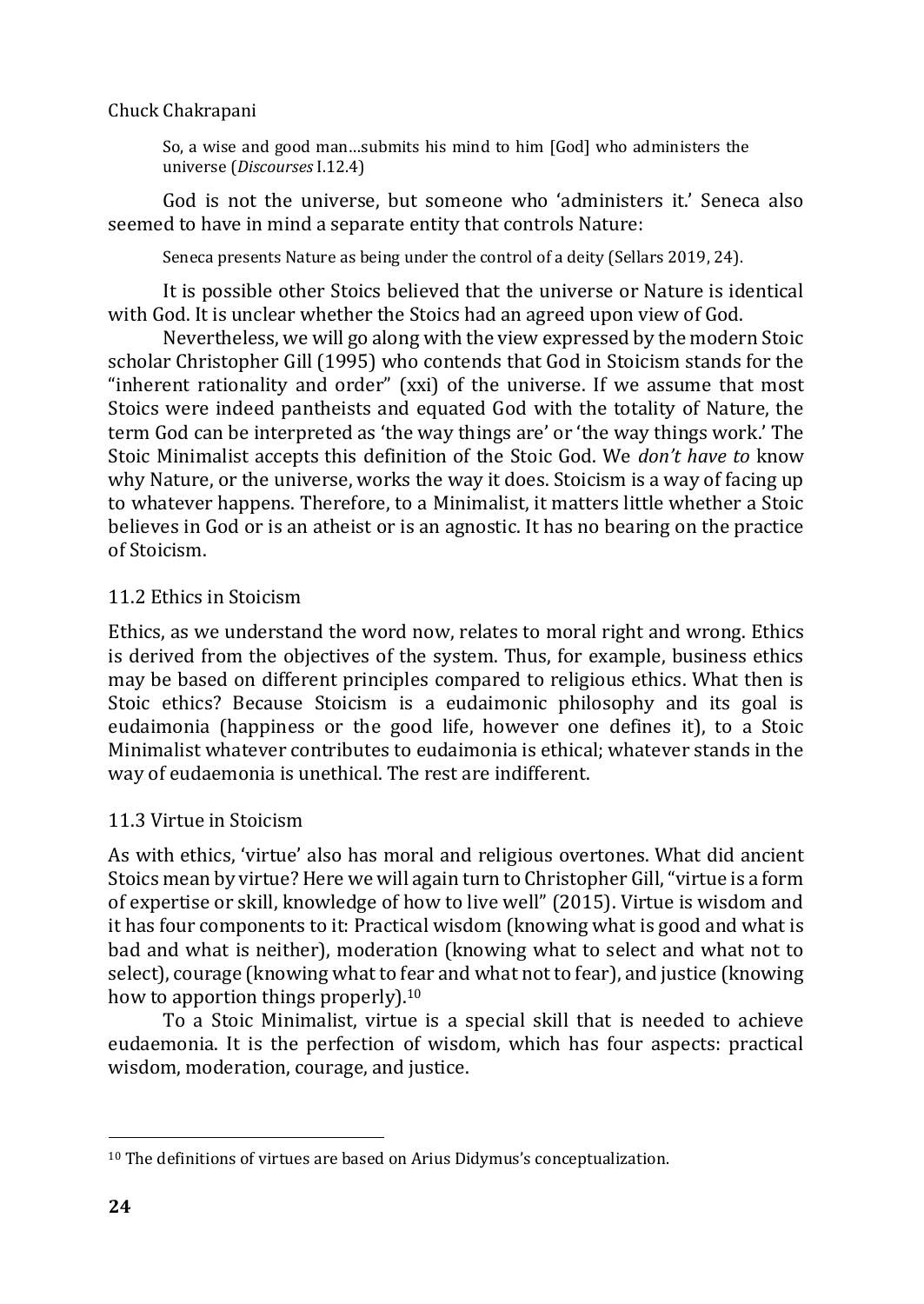> So, a wise and good man…submits his mind to him [God] who administers the universe (*Discourses* I.12.4)

God is not the universe, but someone who 'administers it.' Seneca also seemed to have in mind a separate entity that controls Nature:

> Seneca presents Nature as being under the control of a deity (Sellars 2019, 24).

It is possible other Stoics believed that the universe or Nature is identical with God. It is unclear whether the Stoics had an agreed upon view of God.

Nevertheless, we will go along with the view expressed by the modern Stoic scholar Christopher Gill (1995) who contends that God in Stoicism stands for the "inherent rationality and order" (xxi) of the universe. If we assume that most Stoics were indeed pantheists and equated God with the totality of Nature, the term God can be interpreted as 'the way things are' or 'the way things work.' The Stoic Minimalist accepts this definition of the Stoic God. We *don't have to* know why Nature, or the universe, works the way it does. Stoicism is a way of facing up to whatever happens. Therefore, to a Minimalist, it matters little whether a Stoic believes in God or is an atheist or is an agnostic. It has no bearing on the practice of Stoicism.

## 11.2 Ethics in Stoicism

Ethics, as we understand the word now, relates to moral right and wrong. Ethics is derived from the objectives of the system. Thus, for example, business ethics may be based on different principles compared to religious ethics. What then is Stoic ethics? Because Stoicism is a eudaimonic philosophy and its goal is eudaimonia (happiness or the good life, however one defines it), to a Stoic Minimalist whatever contributes to eudaimonia is ethical; whatever stands in the way of eudaemonia is unethical. The rest are indifferent.

## 11.3 Virtue in Stoicism

As with ethics, 'virtue' also has moral and religious overtones. What did ancient Stoics mean by virtue? Here we will again turn to Christopher Gill, "virtue is a form of expertise or skill, knowledge of how to live well" (2015). Virtue is wisdom and it has four components to it: Practical wisdom (knowing what is good and what is bad and what is neither), moderation (knowing what to select and what not to select), courage (knowing what to fear and what not to fear), and justice (knowing how to apportion things properly).[10]

To a Stoic Minimalist, virtue is a special skill that is needed to achieve eudaemonia. It is the perfection of wisdom, which has four aspects: practical wisdom, moderation, courage, and justice.

---

[10] The definitions of virtues are based on Arius Didymus's conceptualization.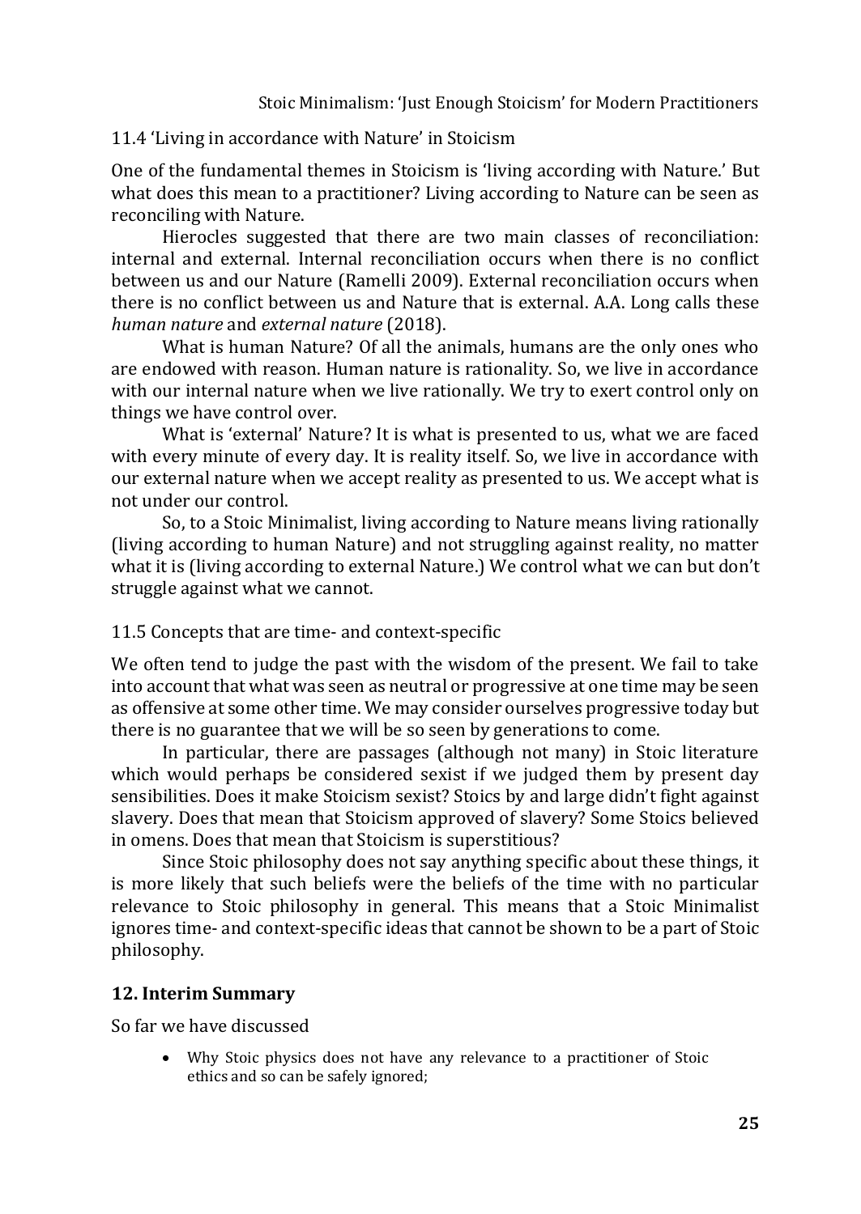## 11.4 'Living in accordance with Nature' in Stoicism

One of the fundamental themes in Stoicism is 'living according with Nature.' But what does this mean to a practitioner? Living according to Nature can be seen as reconciling with Nature.

Hierocles suggested that there are two main classes of reconciliation: internal and external. Internal reconciliation occurs when there is no conflict between us and our Nature (Ramelli 2009). External reconciliation occurs when there is no conflict between us and Nature that is external. A.A. Long calls these *human nature* and *external nature* (2018).

What is human Nature? Of all the animals, humans are the only ones who are endowed with reason. Human nature is rationality. So, we live in accordance with our internal nature when we live rationally. We try to exert control only on things we have control over.

What is 'external' Nature? It is what is presented to us, what we are faced with every minute of every day. It is reality itself. So, we live in accordance with our external nature when we accept reality as presented to us. We accept what is not under our control.

So, to a Stoic Minimalist, living according to Nature means living rationally (living according to human Nature) and not struggling against reality, no matter what it is (living according to external Nature.) We control what we can but don't struggle against what we cannot.

## 11.5 Concepts that are time- and context-specific

We often tend to judge the past with the wisdom of the present. We fail to take into account that what was seen as neutral or progressive at one time may be seen as offensive at some other time. We may consider ourselves progressive today but there is no guarantee that we will be so seen by generations to come.

In particular, there are passages (although not many) in Stoic literature which would perhaps be considered sexist if we judged them by present day sensibilities. Does it make Stoicism sexist? Stoics by and large didn't fight against slavery. Does that mean that Stoicism approved of slavery? Some Stoics believed in omens. Does that mean that Stoicism is superstitious?

Since Stoic philosophy does not say anything specific about these things, it is more likely that such beliefs were the beliefs of the time with no particular relevance to Stoic philosophy in general. This means that a Stoic Minimalist ignores time- and context-specific ideas that cannot be shown to be a part of Stoic philosophy.

# 12. Interim Summary

So far we have discussed

- Why Stoic physics does not have any relevance to a practitioner of Stoic ethics and so can be safely ignored;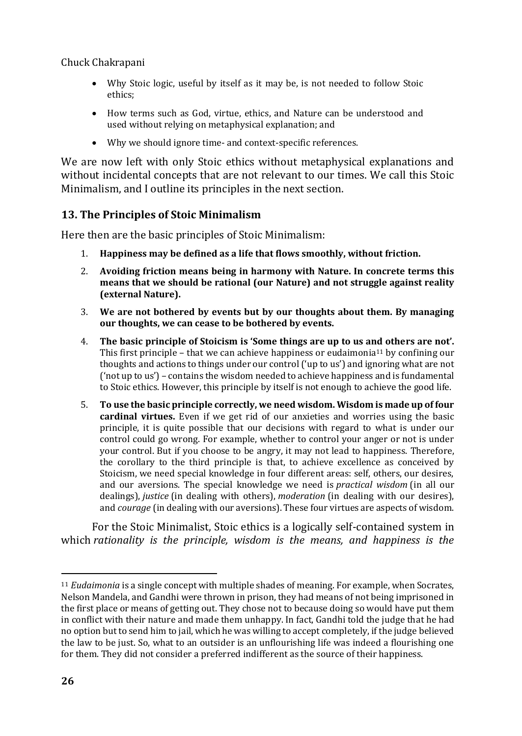- Why Stoic logic, useful by itself as it may be, is not needed to follow Stoic ethics;
- How terms such as God, virtue, ethics, and Nature can be understood and used without relying on metaphysical explanation; and
- Why we should ignore time- and context-specific references.

We are now left with only Stoic ethics without metaphysical explanations and without incidental concepts that are not relevant to our times. We call this Stoic Minimalism, and I outline its principles in the next section.

## 13. The Principles of Stoic Minimalism

Here then are the basic principles of Stoic Minimalism:

1. **Happiness may be defined as a life that flows smoothly, without friction.**
2. **Avoiding friction means being in harmony with Nature. In concrete terms this means that we should be rational (our Nature) and not struggle against reality (external Nature).**
3. **We are not bothered by events but by our thoughts about them. By managing our thoughts, we can cease to be bothered by events.**
4. **The basic principle of Stoicism is 'Some things are up to us and others are not'.** This first principle – that we can achieve happiness or eudaimonia[11] by confining our thoughts and actions to things under our control ('up to us') and ignoring what are not ('not up to us') – contains the wisdom needed to achieve happiness and is fundamental to Stoic ethics. However, this principle by itself is not enough to achieve the good life.
5. **To use the basic principle correctly, we need wisdom. Wisdom is made up of four cardinal virtues.** Even if we get rid of our anxieties and worries using the basic principle, it is quite possible that our decisions with regard to what is under our control could go wrong. For example, whether to control your anger or not is under your control. But if you choose to be angry, it may not lead to happiness. Therefore, the corollary to the third principle is that, to achieve excellence as conceived by Stoicism, we need special knowledge in four different areas: self, others, our desires, and our aversions. The special knowledge we need is *practical wisdom* (in all our dealings), *justice* (in dealing with others), *moderation* (in dealing with our desires), and *courage* (in dealing with our aversions). These four virtues are aspects of wisdom.

For the Stoic Minimalist, Stoic ethics is a logically self-contained system in which *rationality is the principle, wisdom is the means, and happiness is the*

---

[11] *Eudaimonia* is a single concept with multiple shades of meaning. For example, when Socrates, Nelson Mandela, and Gandhi were thrown in prison, they had means of not being imprisoned in the first place or means of getting out. They chose not to because doing so would have put them in conflict with their nature and made them unhappy. In fact, Gandhi told the judge that he had no option but to send him to jail, which he was willing to accept completely, if the judge believed the law to be just. So, what to an outsider is an unflourishing life was indeed a flourishing one for them. They did not consider a preferred indifferent as the source of their happiness.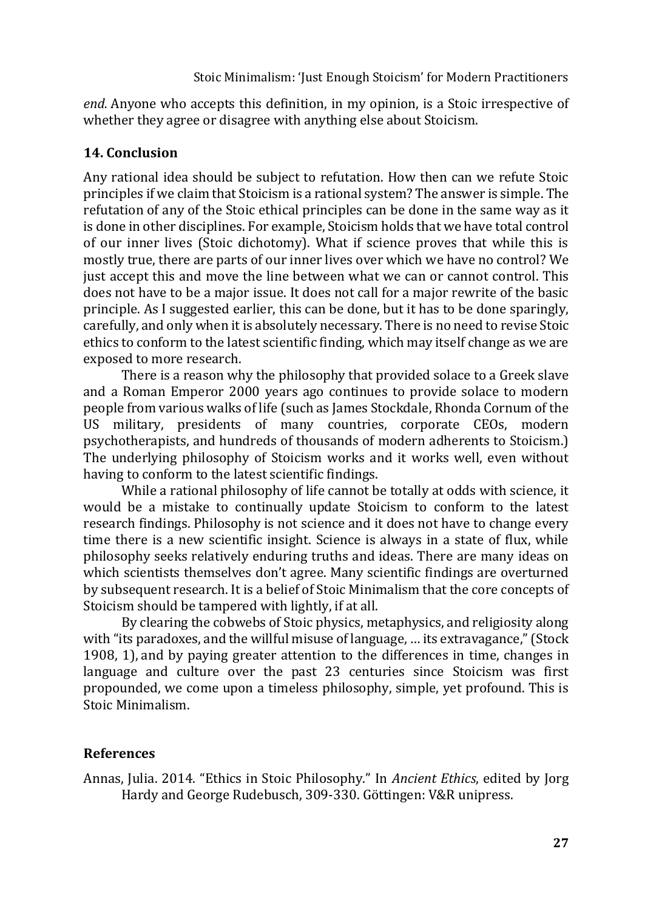*end.* Anyone who accepts this definition, in my opinion, is a Stoic irrespective of whether they agree or disagree with anything else about Stoicism.

## 14. Conclusion

Any rational idea should be subject to refutation. How then can we refute Stoic principles if we claim that Stoicism is a rational system? The answer is simple. The refutation of any of the Stoic ethical principles can be done in the same way as it is done in other disciplines. For example, Stoicism holds that we have total control of our inner lives (Stoic dichotomy). What if science proves that while this is mostly true, there are parts of our inner lives over which we have no control? We just accept this and move the line between what we can or cannot control. This does not have to be a major issue. It does not call for a major rewrite of the basic principle. As I suggested earlier, this can be done, but it has to be done sparingly, carefully, and only when it is absolutely necessary. There is no need to revise Stoic ethics to conform to the latest scientific finding, which may itself change as we are exposed to more research.

There is a reason why the philosophy that provided solace to a Greek slave and a Roman Emperor 2000 years ago continues to provide solace to modern people from various walks of life (such as James Stockdale, Rhonda Cornum of the US military, presidents of many countries, corporate CEOs, modern psychotherapists, and hundreds of thousands of modern adherents to Stoicism.) The underlying philosophy of Stoicism works and it works well, even without having to conform to the latest scientific findings.

While a rational philosophy of life cannot be totally at odds with science, it would be a mistake to continually update Stoicism to conform to the latest research findings. Philosophy is not science and it does not have to change every time there is a new scientific insight. Science is always in a state of flux, while philosophy seeks relatively enduring truths and ideas. There are many ideas on which scientists themselves don't agree. Many scientific findings are overturned by subsequent research. It is a belief of Stoic Minimalism that the core concepts of Stoicism should be tampered with lightly, if at all.

By clearing the cobwebs of Stoic physics, metaphysics, and religiosity along with "its paradoxes, and the willful misuse of language, … its extravagance," (Stock 1908, 1), and by paying greater attention to the differences in time, changes in language and culture over the past 23 centuries since Stoicism was first propounded, we come upon a timeless philosophy, simple, yet profound. This is Stoic Minimalism.

## References

Annas, Julia. 2014. "Ethics in Stoic Philosophy." In *Ancient Ethics*, edited by Jorg Hardy and George Rudebusch, 309-330. Göttingen: V&R unipress.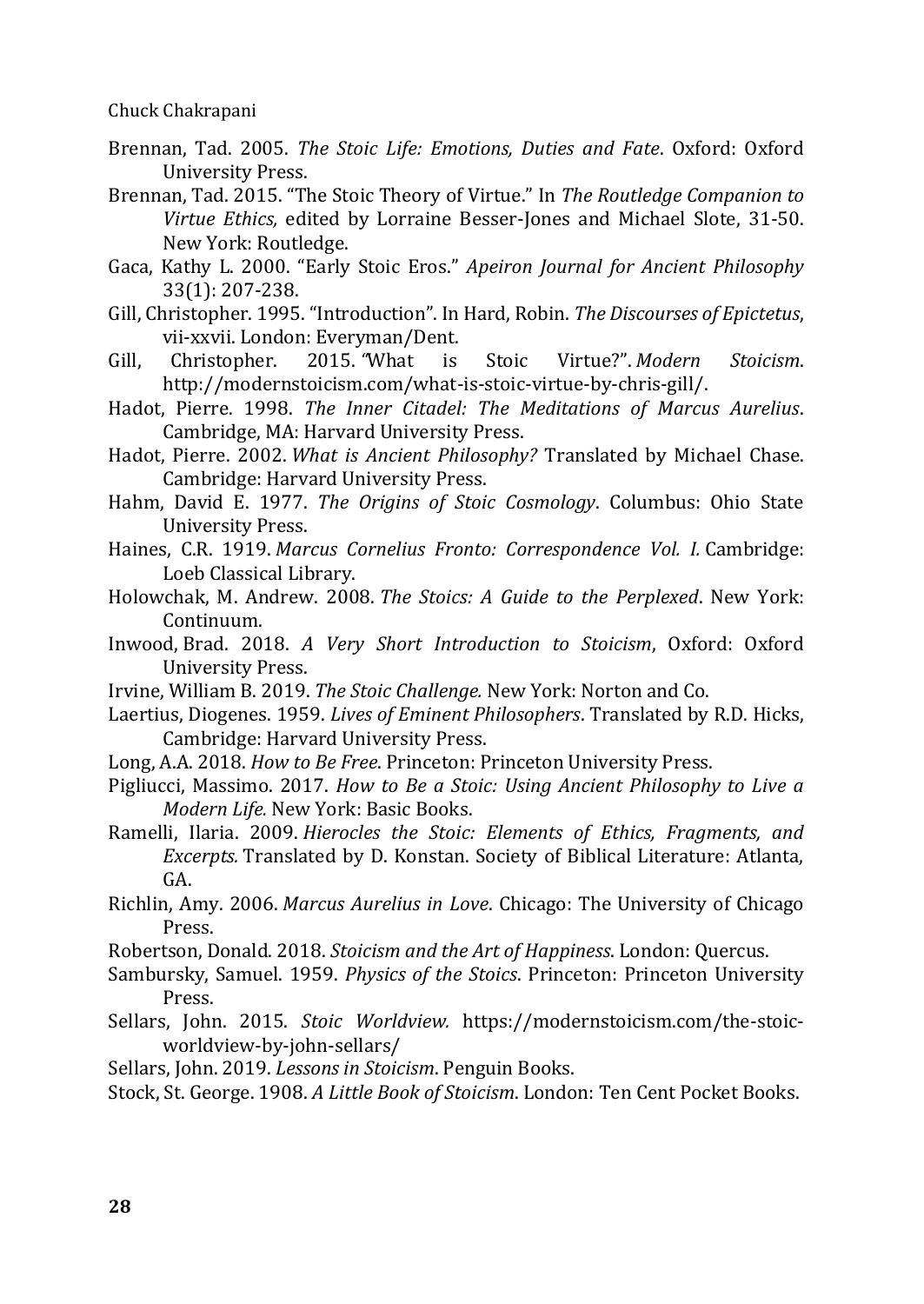Brennan, Tad. 2005. *The Stoic Life: Emotions, Duties and Fate*. Oxford: Oxford University Press.

Brennan, Tad. 2015. "The Stoic Theory of Virtue." In *The Routledge Companion to Virtue Ethics,* edited by Lorraine Besser-Jones and Michael Slote, 31-50. New York: Routledge.

Gaca, Kathy L. 2000. "Early Stoic Eros." *Apeiron Journal for Ancient Philosophy* 33(1): 207-238.

Gill, Christopher. 1995. "Introduction". In Hard, Robin. *The Discourses of Epictetus*, vii-xxvii. London: Everyman/Dent.

Gill, Christopher. 2015. "What is Stoic Virtue?". *Modern Stoicism*. http://modernstoicism.com/what-is-stoic-virtue-by-chris-gill/.

Hadot, Pierre. 1998. *The Inner Citadel: The Meditations of Marcus Aurelius*. Cambridge, MA: Harvard University Press.

Hadot, Pierre. 2002. *What is Ancient Philosophy?* Translated by Michael Chase. Cambridge: Harvard University Press.

Hahm, David E. 1977. *The Origins of Stoic Cosmology*. Columbus: Ohio State University Press.

Haines, C.R. 1919. *Marcus Cornelius Fronto: Correspondence Vol. I.* Cambridge: Loeb Classical Library.

Holowchak, M. Andrew. 2008. *The Stoics: A Guide to the Perplexed*. New York: Continuum.

Inwood, Brad. 2018. *A Very Short Introduction to Stoicism*, Oxford: Oxford University Press.

Irvine, William B. 2019. *The Stoic Challenge.* New York: Norton and Co.

Laertius, Diogenes. 1959. *Lives of Eminent Philosophers*. Translated by R.D. Hicks, Cambridge: Harvard University Press.

Long, A.A. 2018. *How to Be Free*. Princeton: Princeton University Press.

Pigliucci, Massimo. 2017. *How to Be a Stoic: Using Ancient Philosophy to Live a Modern Life.* New York: Basic Books.

Ramelli, Ilaria. 2009. *Hierocles the Stoic: Elements of Ethics, Fragments, and Excerpts.* Translated by D. Konstan. Society of Biblical Literature: Atlanta, GA.

Richlin, Amy. 2006. *Marcus Aurelius in Love*. Chicago: The University of Chicago Press.

Robertson, Donald. 2018. *Stoicism and the Art of Happiness*. London: Quercus.

Sambursky, Samuel. 1959. *Physics of the Stoics*. Princeton: Princeton University Press.

Sellars, John. 2015. *Stoic Worldview.* https://modernstoicism.com/the-stoic-worldview-by-john-sellars/

Sellars, John. 2019. *Lessons in Stoicism*. Penguin Books.

Stock, St. George. 1908. *A Little Book of Stoicism*. London: Ten Cent Pocket Books.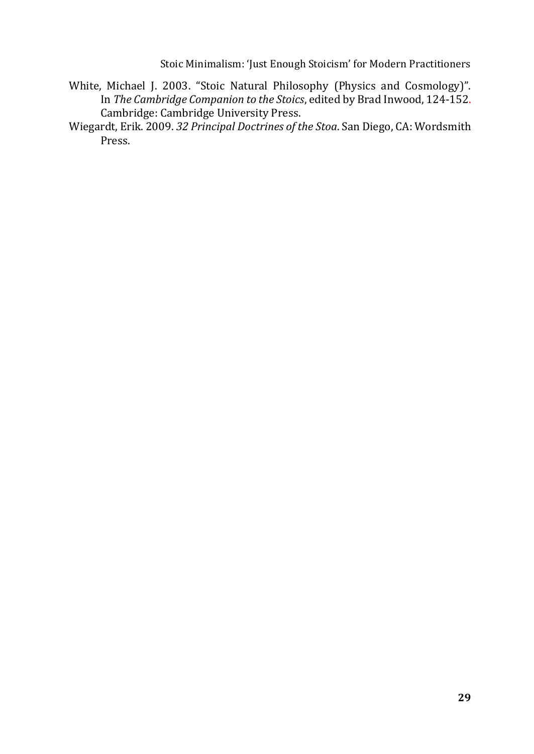White, Michael J. 2003. "Stoic Natural Philosophy (Physics and Cosmology)". In *The Cambridge Companion to the Stoics*, edited by Brad Inwood, 124-152. Cambridge: Cambridge University Press.

Wiegardt, Erik. 2009. *32 Principal Doctrines of the Stoa*. San Diego, CA: Wordsmith Press.